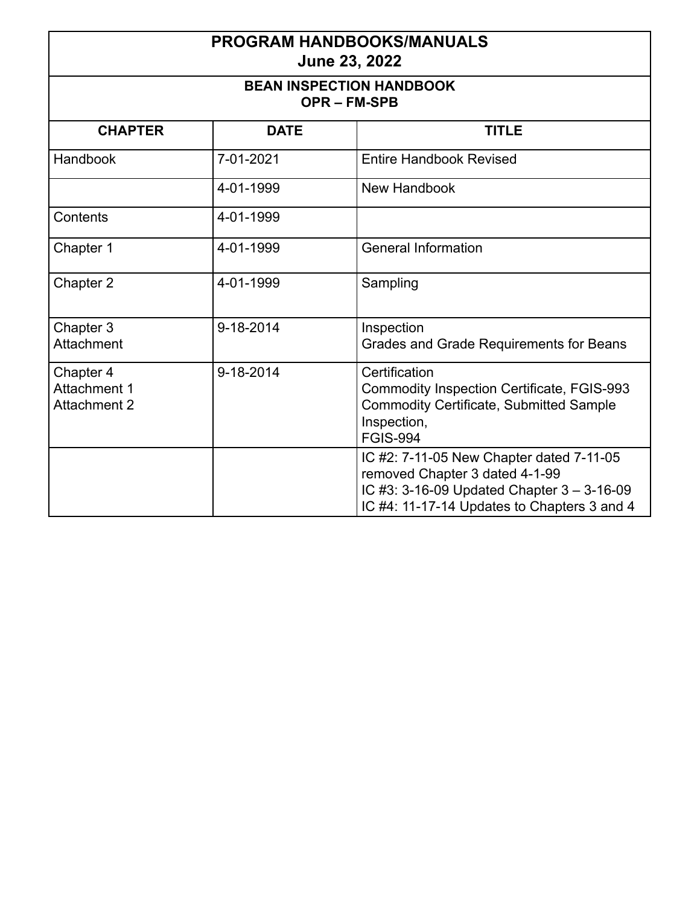# PROGRAM HANDBOOKS/MANUALS
**June 23, 2022**

## BEAN INSPECTION HANDBOOK
**OPR – FM-SPB**

| CHAPTER | DATE | TITLE |
|---|---|---|
| Handbook | 7-01-2021 | Entire Handbook Revised |
| | 4-01-1999 | New Handbook |
| Contents | 4-01-1999 | |
| Chapter 1 | 4-01-1999 | General Information |
| Chapter 2 | 4-01-1999 | Sampling |
| Chapter 3<br>Attachment | 9-18-2014 | Inspection<br>Grades and Grade Requirements for Beans |
| Chapter 4<br>Attachment 1<br>Attachment 2 | 9-18-2014 | Certification<br>Commodity Inspection Certificate, FGIS-993<br>Commodity Certificate, Submitted Sample Inspection,<br>FGIS-994 |
| | | IC #2: 7-11-05 New Chapter dated 7-11-05 removed Chapter 3 dated 4-1-99<br>IC #3: 3-16-09 Updated Chapter 3 – 3-16-09<br>IC #4: 11-17-14 Updates to Chapters 3 and 4 |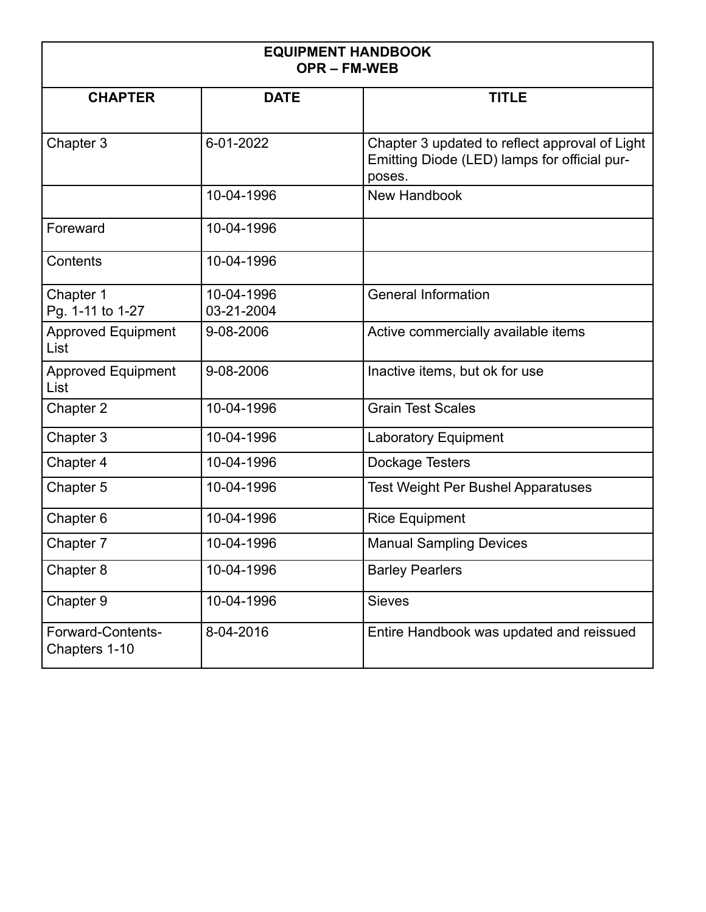| EQUIPMENT HANDBOOK<br>OPR – FM-WEB | | |
|---|---|---|
| **CHAPTER** | **DATE** | **TITLE** |
| Chapter 3 | 6-01-2022 | Chapter 3 updated to reflect approval of Light Emitting Diode (LED) lamps for official purposes. |
| | 10-04-1996 | New Handbook |
| Foreward | 10-04-1996 | |
| Contents | 10-04-1996 | |
| Chapter 1<br>Pg. 1-11 to 1-27 | 10-04-1996<br>03-21-2004 | General Information |
| Approved Equipment List | 9-08-2006 | Active commercially available items |
| Approved Equipment List | 9-08-2006 | Inactive items, but ok for use |
| Chapter 2 | 10-04-1996 | Grain Test Scales |
| Chapter 3 | 10-04-1996 | Laboratory Equipment |
| Chapter 4 | 10-04-1996 | Dockage Testers |
| Chapter 5 | 10-04-1996 | Test Weight Per Bushel Apparatuses |
| Chapter 6 | 10-04-1996 | Rice Equipment |
| Chapter 7 | 10-04-1996 | Manual Sampling Devices |
| Chapter 8 | 10-04-1996 | Barley Pearlers |
| Chapter 9 | 10-04-1996 | Sieves |
| Forward-Contents-Chapters 1-10 | 8-04-2016 | Entire Handbook was updated and reissued |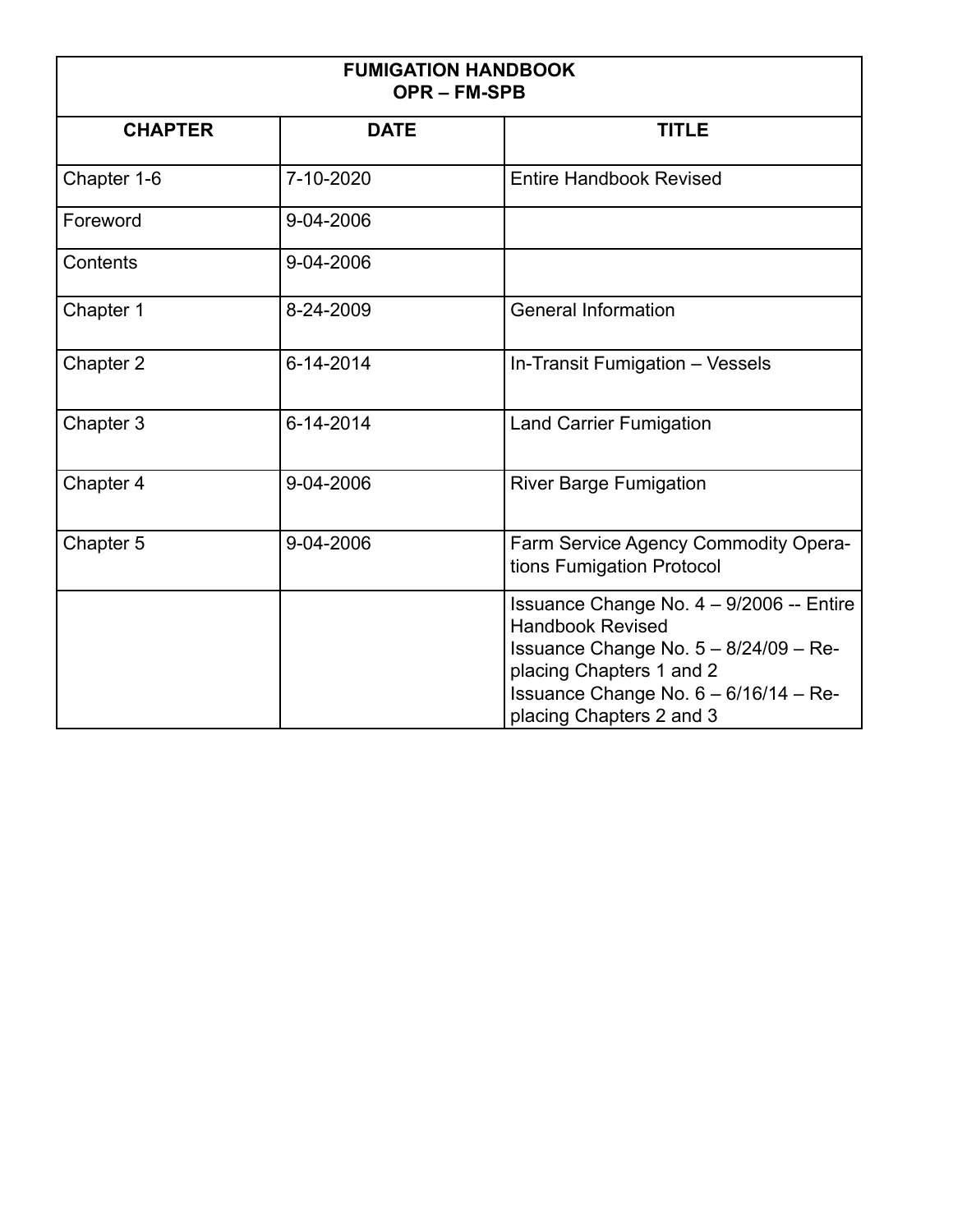| FUMIGATION HANDBOOK<br>OPR – FM-SPB | | |
|---|---|---|
| **CHAPTER** | **DATE** | **TITLE** |
| Chapter 1-6 | 7-10-2020 | Entire Handbook Revised |
| Foreword | 9-04-2006 | |
| Contents | 9-04-2006 | |
| Chapter 1 | 8-24-2009 | General Information |
| Chapter 2 | 6-14-2014 | In-Transit Fumigation – Vessels |
| Chapter 3 | 6-14-2014 | Land Carrier Fumigation |
| Chapter 4 | 9-04-2006 | River Barge Fumigation |
| Chapter 5 | 9-04-2006 | Farm Service Agency Commodity Operations Fumigation Protocol |
| | | Issuance Change No. 4 – 9/2006 -- Entire Handbook Revised<br>Issuance Change No. 5 – 8/24/09 – Replacing Chapters 1 and 2<br>Issuance Change No. 6 – 6/16/14 – Replacing Chapters 2 and 3 |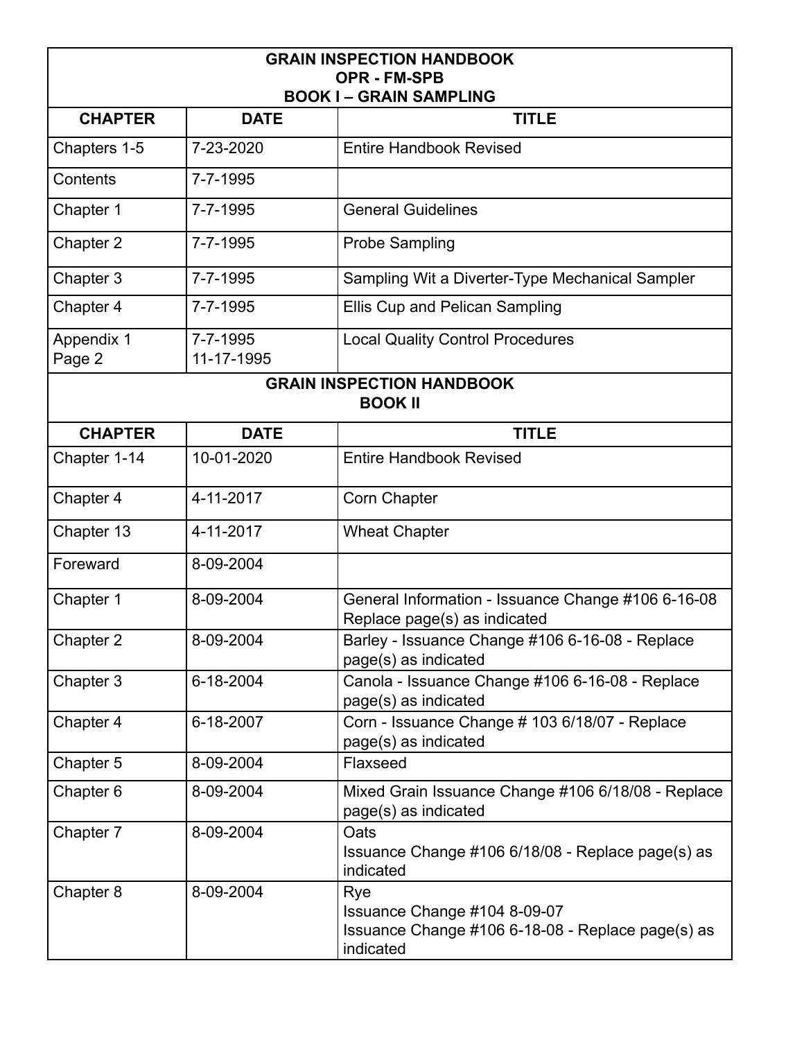| GRAIN INSPECTION HANDBOOK<br>OPR - FM-SPB<br>BOOK I – GRAIN SAMPLING | | |
|---|---|---|
| **CHAPTER** | **DATE** | **TITLE** |
| Chapters 1-5 | 7-23-2020 | Entire Handbook Revised |
| Contents | 7-7-1995 | |
| Chapter 1 | 7-7-1995 | General Guidelines |
| Chapter 2 | 7-7-1995 | Probe Sampling |
| Chapter 3 | 7-7-1995 | Sampling Wit a Diverter-Type Mechanical Sampler |
| Chapter 4 | 7-7-1995 | Ellis Cup and Pelican Sampling |
| Appendix 1<br>Page 2 | 7-7-1995<br>11-17-1995 | Local Quality Control Procedures |

| GRAIN INSPECTION HANDBOOK<br>BOOK II | | |
|---|---|---|
| **CHAPTER** | **DATE** | **TITLE** |
| Chapter 1-14 | 10-01-2020 | Entire Handbook Revised |
| Chapter 4 | 4-11-2017 | Corn Chapter |
| Chapter 13 | 4-11-2017 | Wheat Chapter |
| Foreward | 8-09-2004 | |
| Chapter 1 | 8-09-2004 | General Information - Issuance Change #106 6-16-08 Replace page(s) as indicated |
| Chapter 2 | 8-09-2004 | Barley - Issuance Change #106 6-16-08 - Replace page(s) as indicated |
| Chapter 3 | 6-18-2004 | Canola - Issuance Change #106 6-16-08 - Replace page(s) as indicated |
| Chapter 4 | 6-18-2007 | Corn - Issuance Change # 103 6/18/07 - Replace page(s) as indicated |
| Chapter 5 | 8-09-2004 | Flaxseed |
| Chapter 6 | 8-09-2004 | Mixed Grain Issuance Change #106 6/18/08 - Replace page(s) as indicated |
| Chapter 7 | 8-09-2004 | Oats<br>Issuance Change #106 6/18/08 - Replace page(s) as indicated |
| Chapter 8 | 8-09-2004 | Rye<br>Issuance Change #104 8-09-07<br>Issuance Change #106 6-18-08 - Replace page(s) as indicated |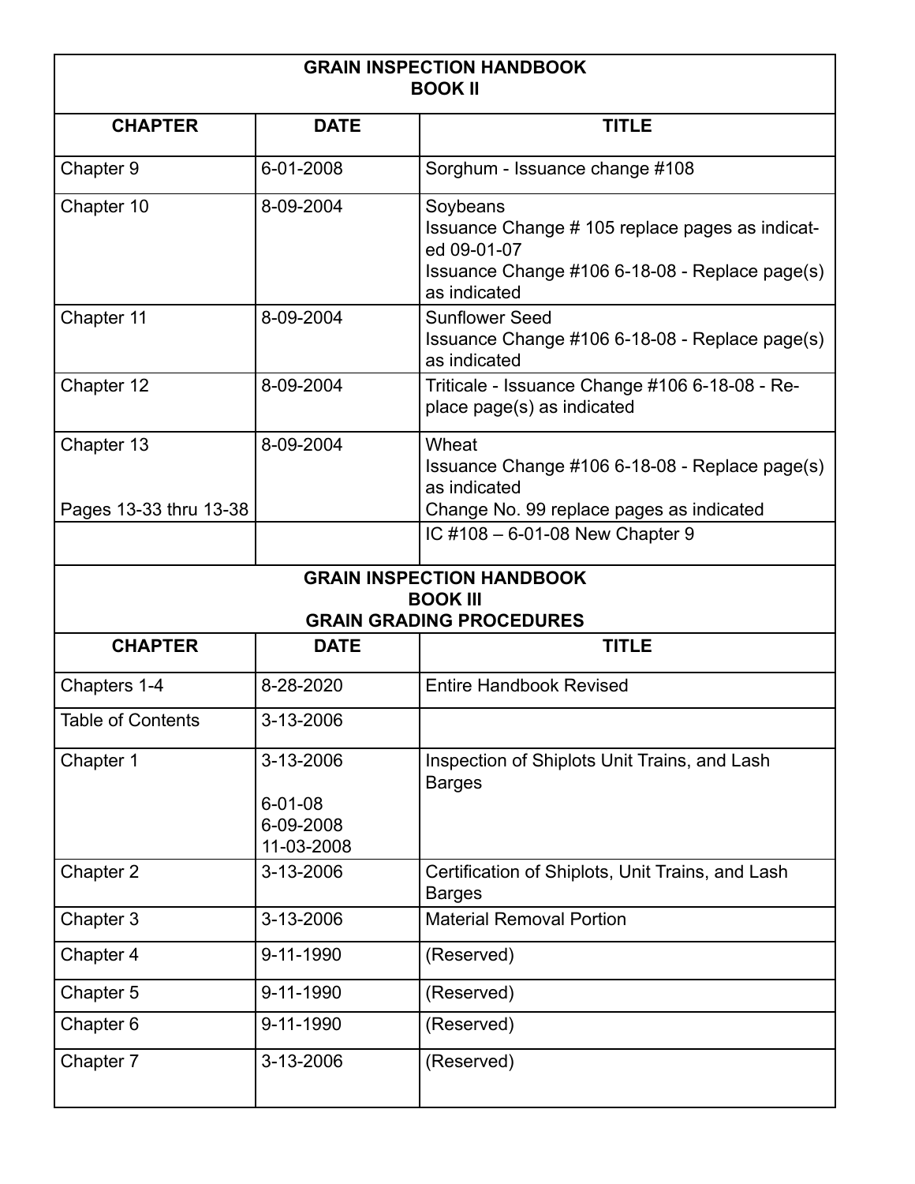| GRAIN INSPECTION HANDBOOK BOOK II | | |
|---|---|---|
| **CHAPTER** | **DATE** | **TITLE** |
| Chapter 9 | 6-01-2008 | Sorghum - Issuance change #108 |
| Chapter 10 | 8-09-2004 | Soybeans<br>Issuance Change # 105 replace pages as indicated 09-01-07<br>Issuance Change #106 6-18-08 - Replace page(s) as indicated |
| Chapter 11 | 8-09-2004 | Sunflower Seed<br>Issuance Change #106 6-18-08 - Replace page(s) as indicated |
| Chapter 12 | 8-09-2004 | Triticale - Issuance Change #106 6-18-08 - Replace page(s) as indicated |
| Chapter 13<br><br>Pages 13-33 thru 13-38 | 8-09-2004 | Wheat<br>Issuance Change #106 6-18-08 - Replace page(s) as indicated<br>Change No. 99 replace pages as indicated |
| | | IC #108 – 6-01-08 New Chapter 9 |

| GRAIN INSPECTION HANDBOOK BOOK III GRAIN GRADING PROCEDURES | | |
|---|---|---|
| **CHAPTER** | **DATE** | **TITLE** |
| Chapters 1-4 | 8-28-2020 | Entire Handbook Revised |
| Table of Contents | 3-13-2006 | |
| Chapter 1 | 3-13-2006<br><br>6-01-08<br>6-09-2008<br>11-03-2008 | Inspection of Shiplots Unit Trains, and Lash Barges |
| Chapter 2 | 3-13-2006 | Certification of Shiplots, Unit Trains, and Lash Barges |
| Chapter 3 | 3-13-2006 | Material Removal Portion |
| Chapter 4 | 9-11-1990 | (Reserved) |
| Chapter 5 | 9-11-1990 | (Reserved) |
| Chapter 6 | 9-11-1990 | (Reserved) |
| Chapter 7 | 3-13-2006 | (Reserved) |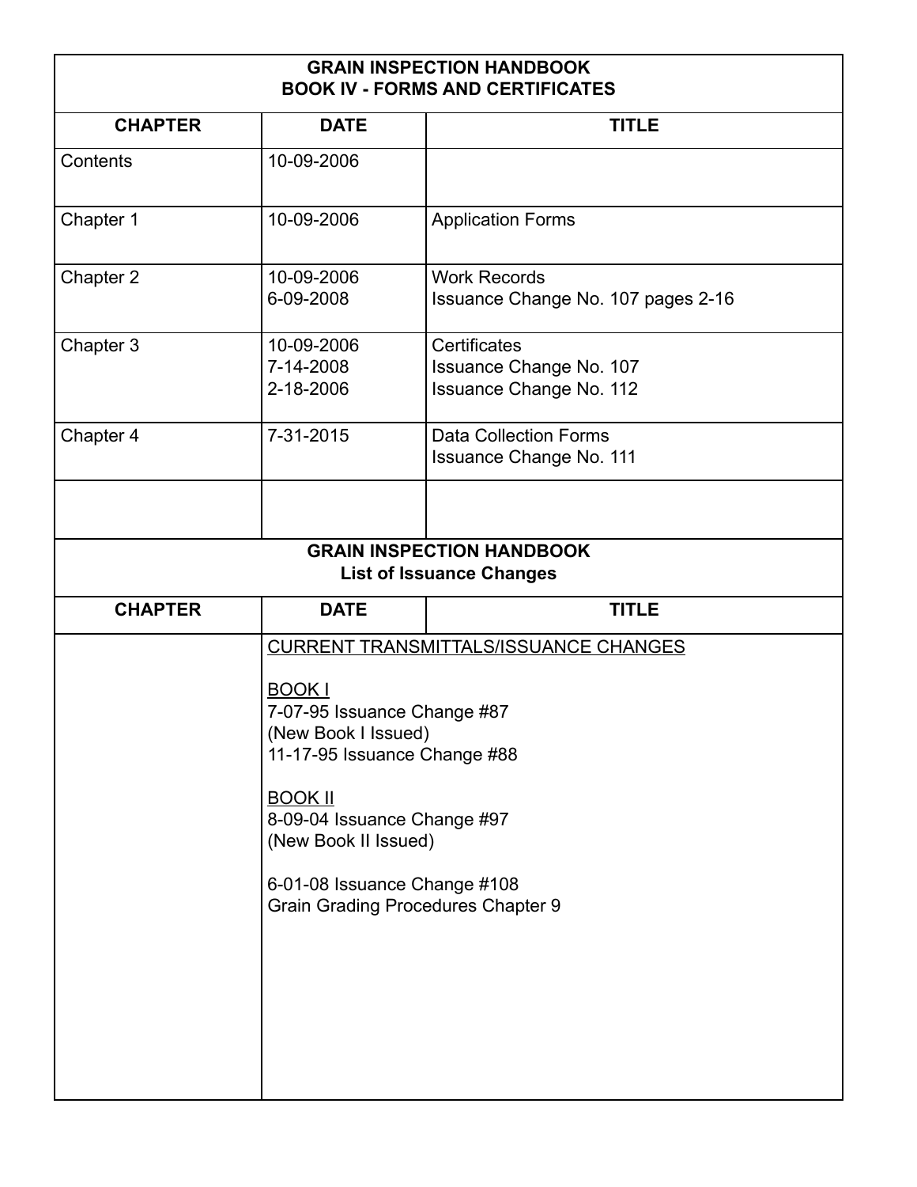| GRAIN INSPECTION HANDBOOK<br>BOOK IV - FORMS AND CERTIFICATES | | |
|---|---|---|
| **CHAPTER** | **DATE** | **TITLE** |
| Contents | 10-09-2006 | |
| Chapter 1 | 10-09-2006 | Application Forms |
| Chapter 2 | 10-09-2006<br>6-09-2008 | Work Records<br>Issuance Change No. 107 pages 2-16 |
| Chapter 3 | 10-09-2006<br>7-14-2008<br>2-18-2006 | Certificates<br>Issuance Change No. 107<br>Issuance Change No. 112 |
| Chapter 4 | 7-31-2015 | Data Collection Forms<br>Issuance Change No. 111 |
| | | |

| GRAIN INSPECTION HANDBOOK<br>List of Issuance Changes | | |
|---|---|---|
| **CHAPTER** | **DATE** | **TITLE** |
| | CURRENT TRANSMITTALS/ISSUANCE CHANGES<br><br>BOOK I<br>7-07-95 Issuance Change #87<br>(New Book I Issued)<br>11-17-95 Issuance Change #88<br><br>BOOK II<br>8-09-04 Issuance Change #97<br>(New Book II Issued)<br><br>6-01-08 Issuance Change #108<br>Grain Grading Procedures Chapter 9 | |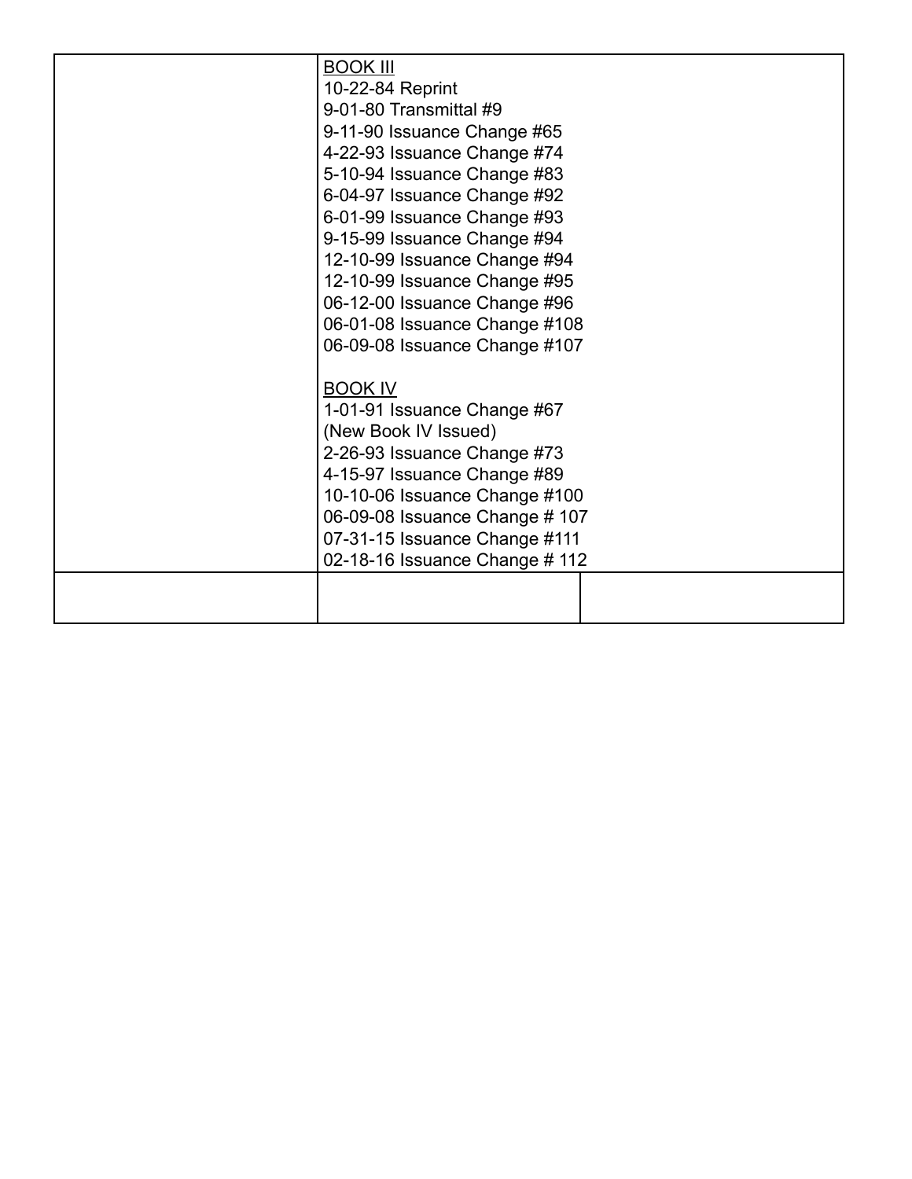| | BOOK III<br>10-22-84 Reprint<br>9-01-80 Transmittal #9<br>9-11-90 Issuance Change #65<br>4-22-93 Issuance Change #74<br>5-10-94 Issuance Change #83<br>6-04-97 Issuance Change #92<br>6-01-99 Issuance Change #93<br>9-15-99 Issuance Change #94<br>12-10-99 Issuance Change #94<br>12-10-99 Issuance Change #95<br>06-12-00 Issuance Change #96<br>06-01-08 Issuance Change #108<br>06-09-08 Issuance Change #107<br><br>BOOK IV<br>1-01-91 Issuance Change #67<br>(New Book IV Issued)<br>2-26-93 Issuance Change #73<br>4-15-97 Issuance Change #89<br>10-10-06 Issuance Change #100<br>06-09-08 Issuance Change # 107<br>07-31-15 Issuance Change #111<br>02-18-16 Issuance Change # 112 | |
|---|---|---|
| | | |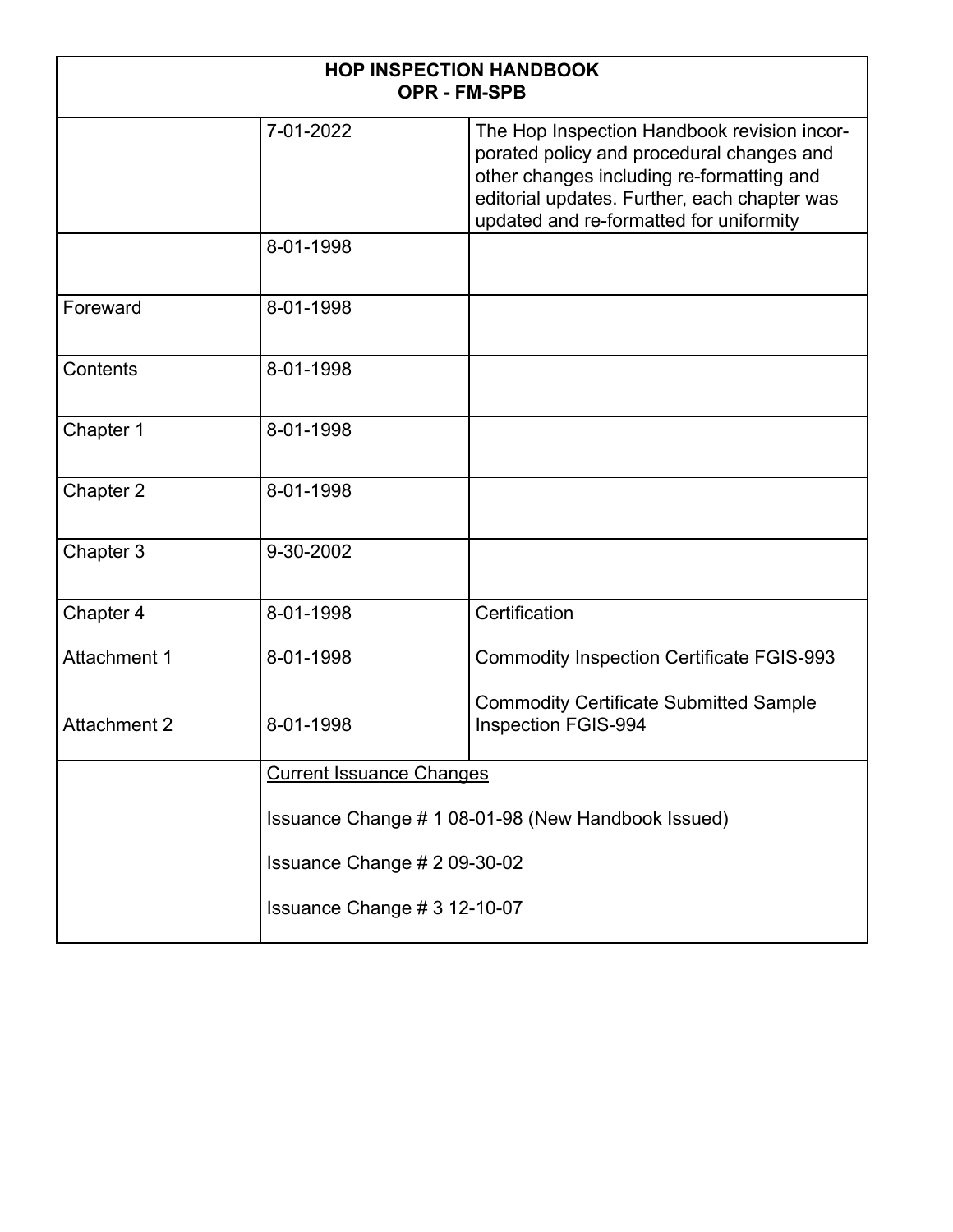| HOP INSPECTION HANDBOOK<br>OPR - FM-SPB | | |
|---|---|---|
| | 7-01-2022 | The Hop Inspection Handbook revision incorporated policy and procedural changes and other changes including re-formatting and editorial updates. Further, each chapter was updated and re-formatted for uniformity |
| | 8-01-1998 | |
| Foreward | 8-01-1998 | |
| Contents | 8-01-1998 | |
| Chapter 1 | 8-01-1998 | |
| Chapter 2 | 8-01-1998 | |
| Chapter 3 | 9-30-2002 | |
| Chapter 4 | 8-01-1998 | Certification |
| Attachment 1 | 8-01-1998 | Commodity Inspection Certificate FGIS-993 |
| Attachment 2 | 8-01-1998 | Commodity Certificate Submitted Sample Inspection FGIS-994 |
| | Current Issuance Changes<br><br>Issuance Change # 1 08-01-98 (New Handbook Issued)<br><br>Issuance Change # 2 09-30-02<br><br>Issuance Change # 3 12-10-07 | |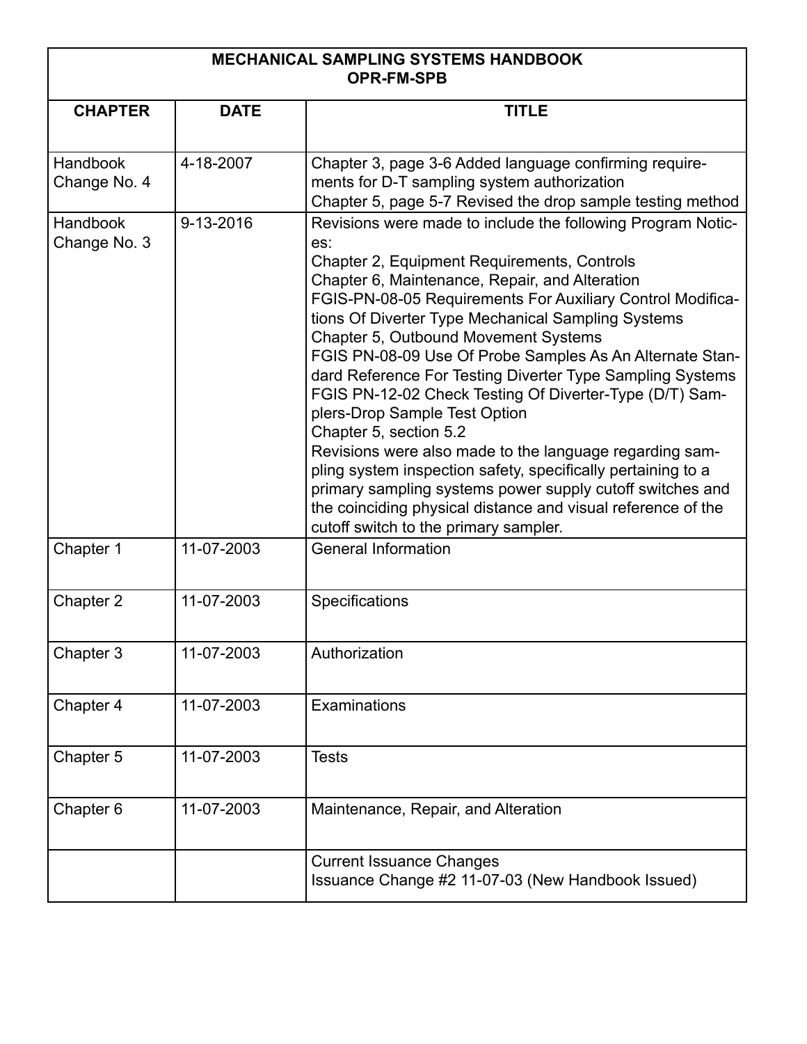| MECHANICAL SAMPLING SYSTEMS HANDBOOK<br>OPR-FM-SPB | | |
|---|---|---|
| **CHAPTER** | **DATE** | **TITLE** |
| Handbook Change No. 4 | 4-18-2007 | Chapter 3, page 3-6 Added language confirming requirements for D-T sampling system authorization<br>Chapter 5, page 5-7 Revised the drop sample testing method |
| Handbook Change No. 3 | 9-13-2016 | Revisions were made to include the following Program Notices:<br>Chapter 2, Equipment Requirements, Controls<br>Chapter 6, Maintenance, Repair, and Alteration<br>FGIS-PN-08-05 Requirements For Auxiliary Control Modifications Of Diverter Type Mechanical Sampling Systems<br>Chapter 5, Outbound Movement Systems<br>FGIS PN-08-09 Use Of Probe Samples As An Alternate Standard Reference For Testing Diverter Type Sampling Systems<br>FGIS PN-12-02 Check Testing Of Diverter-Type (D/T) Samplers-Drop Sample Test Option<br>Chapter 5, section 5.2<br>Revisions were also made to the language regarding sampling system inspection safety, specifically pertaining to a primary sampling systems power supply cutoff switches and the coinciding physical distance and visual reference of the cutoff switch to the primary sampler. |
| Chapter 1 | 11-07-2003 | General Information |
| Chapter 2 | 11-07-2003 | Specifications |
| Chapter 3 | 11-07-2003 | Authorization |
| Chapter 4 | 11-07-2003 | Examinations |
| Chapter 5 | 11-07-2003 | Tests |
| Chapter 6 | 11-07-2003 | Maintenance, Repair, and Alteration |
| | | Current Issuance Changes<br>Issuance Change #2 11-07-03 (New Handbook Issued) |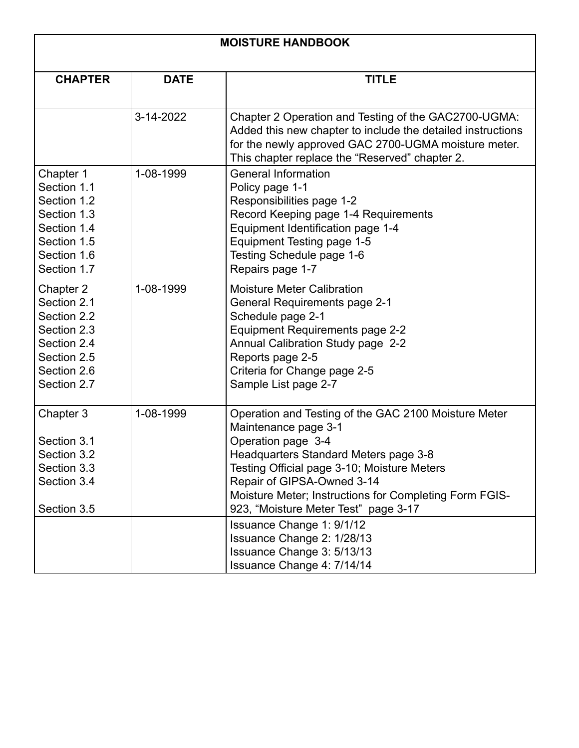| MOISTURE HANDBOOK | | |
|---|---|---|
| **CHAPTER** | **DATE** | **TITLE** |
| | 3-14-2022 | Chapter 2 Operation and Testing of the GAC2700-UGMA: Added this new chapter to include the detailed instructions for the newly approved GAC 2700-UGMA moisture meter. This chapter replace the "Reserved" chapter 2. |
| Chapter 1<br>Section 1.1<br>Section 1.2<br>Section 1.3<br>Section 1.4<br>Section 1.5<br>Section 1.6<br>Section 1.7 | 1-08-1999 | General Information<br>Policy page 1-1<br>Responsibilities page 1-2<br>Record Keeping page 1-4 Requirements<br>Equipment Identification page 1-4<br>Equipment Testing page 1-5<br>Testing Schedule page 1-6<br>Repairs page 1-7 |
| Chapter 2<br>Section 2.1<br>Section 2.2<br>Section 2.3<br>Section 2.4<br>Section 2.5<br>Section 2.6<br>Section 2.7 | 1-08-1999 | Moisture Meter Calibration<br>General Requirements page 2-1<br>Schedule page 2-1<br>Equipment Requirements page 2-2<br>Annual Calibration Study page 2-2<br>Reports page 2-5<br>Criteria for Change page 2-5<br>Sample List page 2-7 |
| Chapter 3<br><br>Section 3.1<br>Section 3.2<br>Section 3.3<br>Section 3.4<br><br>Section 3.5 | 1-08-1999 | Operation and Testing of the GAC 2100 Moisture Meter<br>Maintenance page 3-1<br>Operation page 3-4<br>Headquarters Standard Meters page 3-8<br>Testing Official page 3-10; Moisture Meters<br>Repair of GIPSA-Owned 3-14<br>Moisture Meter; Instructions for Completing Form FGIS-923, "Moisture Meter Test" page 3-17 |
| | | Issuance Change 1: 9/1/12<br>Issuance Change 2: 1/28/13<br>Issuance Change 3: 5/13/13<br>Issuance Change 4: 7/14/14 |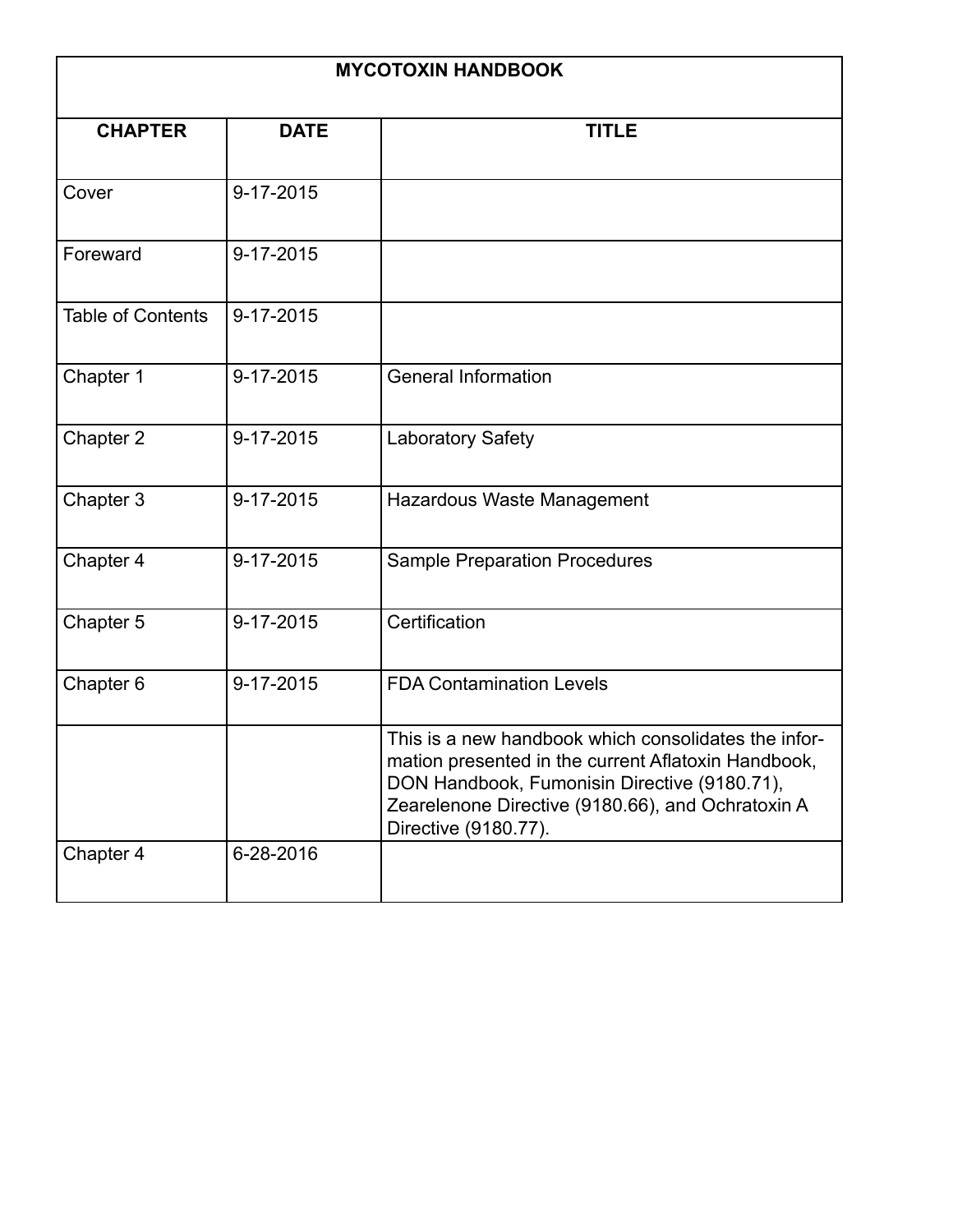| MYCOTOXIN HANDBOOK | | |
|---|---|---|
| **CHAPTER** | **DATE** | **TITLE** |
| Cover | 9-17-2015 | |
| Foreward | 9-17-2015 | |
| Table of Contents | 9-17-2015 | |
| Chapter 1 | 9-17-2015 | General Information |
| Chapter 2 | 9-17-2015 | Laboratory Safety |
| Chapter 3 | 9-17-2015 | Hazardous Waste Management |
| Chapter 4 | 9-17-2015 | Sample Preparation Procedures |
| Chapter 5 | 9-17-2015 | Certification |
| Chapter 6 | 9-17-2015 | FDA Contamination Levels |
| | | This is a new handbook which consolidates the information presented in the current Aflatoxin Handbook, DON Handbook, Fumonisin Directive (9180.71), Zearelenone Directive (9180.66), and Ochratoxin A Directive (9180.77). |
| Chapter 4 | 6-28-2016 | |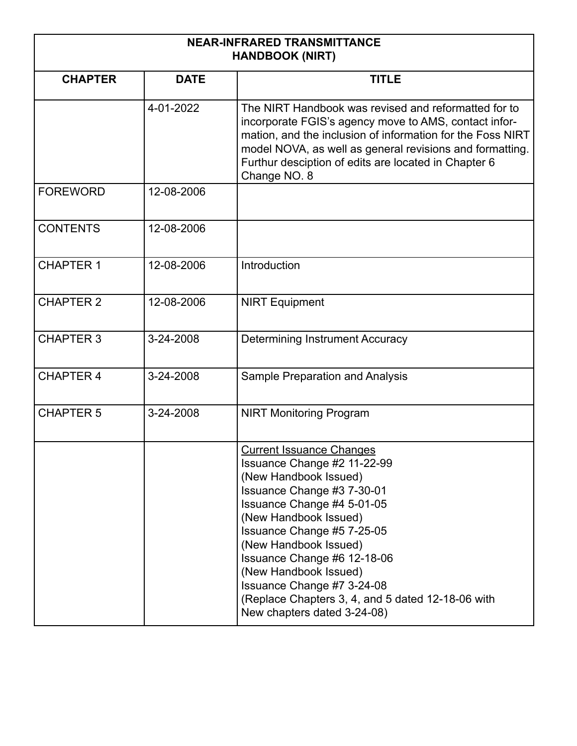| NEAR-INFRARED TRANSMITTANCE HANDBOOK (NIRT) | | |
|---|---|---|
| **CHAPTER** | **DATE** | **TITLE** |
| | 4-01-2022 | The NIRT Handbook was revised and reformatted for to incorporate FGIS's agency move to AMS, contact information, and the inclusion of information for the Foss NIRT model NOVA, as well as general revisions and formatting. Furthur desciption of edits are located in Chapter 6 Change NO. 8 |
| FOREWORD | 12-08-2006 | |
| CONTENTS | 12-08-2006 | |
| CHAPTER 1 | 12-08-2006 | Introduction |
| CHAPTER 2 | 12-08-2006 | NIRT Equipment |
| CHAPTER 3 | 3-24-2008 | Determining Instrument Accuracy |
| CHAPTER 4 | 3-24-2008 | Sample Preparation and Analysis |
| CHAPTER 5 | 3-24-2008 | NIRT Monitoring Program |
| | | <u>Current Issuance Changes</u><br>Issuance Change #2 11-22-99<br>(New Handbook Issued)<br>Issuance Change #3 7-30-01<br>Issuance Change #4 5-01-05<br>(New Handbook Issued)<br>Issuance Change #5 7-25-05<br>(New Handbook Issued)<br>Issuance Change #6 12-18-06<br>(New Handbook Issued)<br>Issuance Change #7 3-24-08<br>(Replace Chapters 3, 4, and 5 dated 12-18-06 with New chapters dated 3-24-08) |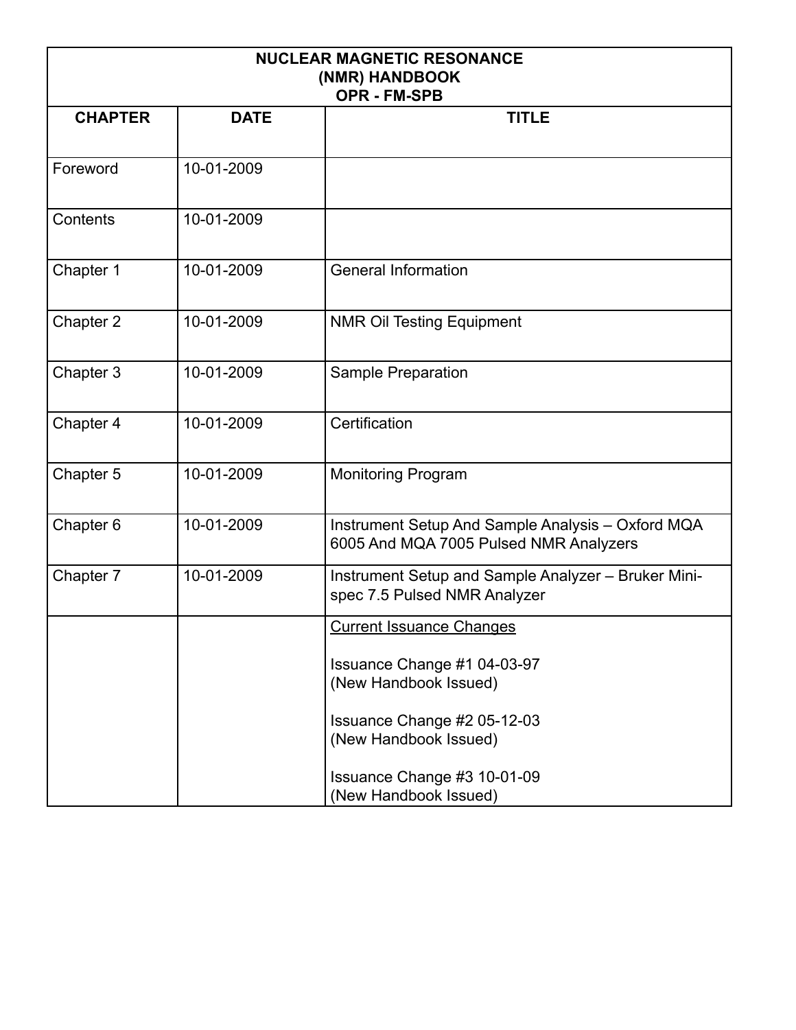# NUCLEAR MAGNETIC RESONANCE (NMR) HANDBOOK OPR - FM-SPB

| CHAPTER | DATE | TITLE |
|---|---|---|
| Foreword | 10-01-2009 | |
| Contents | 10-01-2009 | |
| Chapter 1 | 10-01-2009 | General Information |
| Chapter 2 | 10-01-2009 | NMR Oil Testing Equipment |
| Chapter 3 | 10-01-2009 | Sample Preparation |
| Chapter 4 | 10-01-2009 | Certification |
| Chapter 5 | 10-01-2009 | Monitoring Program |
| Chapter 6 | 10-01-2009 | Instrument Setup And Sample Analysis – Oxford MQA 6005 And MQA 7005 Pulsed NMR Analyzers |
| Chapter 7 | 10-01-2009 | Instrument Setup and Sample Analyzer – Bruker Mini-spec 7.5 Pulsed NMR Analyzer |
| | | <u>Current Issuance Changes</u><br><br>Issuance Change #1 04-03-97<br>(New Handbook Issued)<br><br>Issuance Change #2 05-12-03<br>(New Handbook Issued)<br><br>Issuance Change #3 10-01-09<br>(New Handbook Issued) |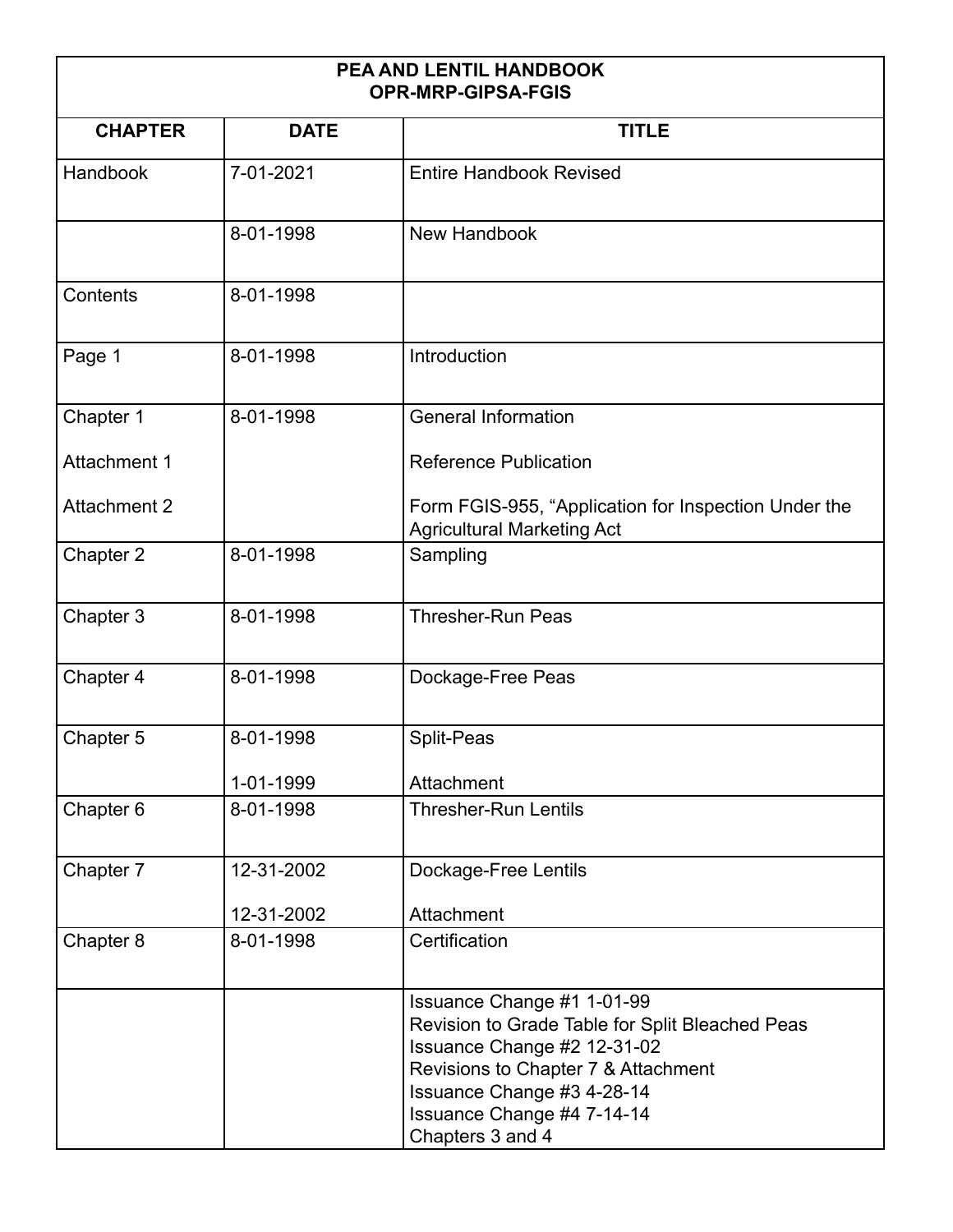| PEA AND LENTIL HANDBOOK<br>OPR-MRP-GIPSA-FGIS | | |
|---|---|---|
| **CHAPTER** | **DATE** | **TITLE** |
| Handbook | 7-01-2021 | Entire Handbook Revised |
| | 8-01-1998 | New Handbook |
| Contents | 8-01-1998 | |
| Page 1 | 8-01-1998 | Introduction |
| Chapter 1<br><br>Attachment 1<br><br>Attachment 2 | 8-01-1998 | General Information<br><br>Reference Publication<br><br>Form FGIS-955, “Application for Inspection Under the Agricultural Marketing Act |
| Chapter 2 | 8-01-1998 | Sampling |
| Chapter 3 | 8-01-1998 | Thresher-Run Peas |
| Chapter 4 | 8-01-1998 | Dockage-Free Peas |
| Chapter 5 | 8-01-1998<br><br>1-01-1999 | Split-Peas<br><br>Attachment |
| Chapter 6 | 8-01-1998 | Thresher-Run Lentils |
| Chapter 7 | 12-31-2002<br><br>12-31-2002 | Dockage-Free Lentils<br><br>Attachment |
| Chapter 8 | 8-01-1998 | Certification |
| | | Issuance Change #1 1-01-99<br>Revision to Grade Table for Split Bleached Peas<br>Issuance Change #2 12-31-02<br>Revisions to Chapter 7 & Attachment<br>Issuance Change #3 4-28-14<br>Issuance Change #4 7-14-14<br>Chapters 3 and 4 |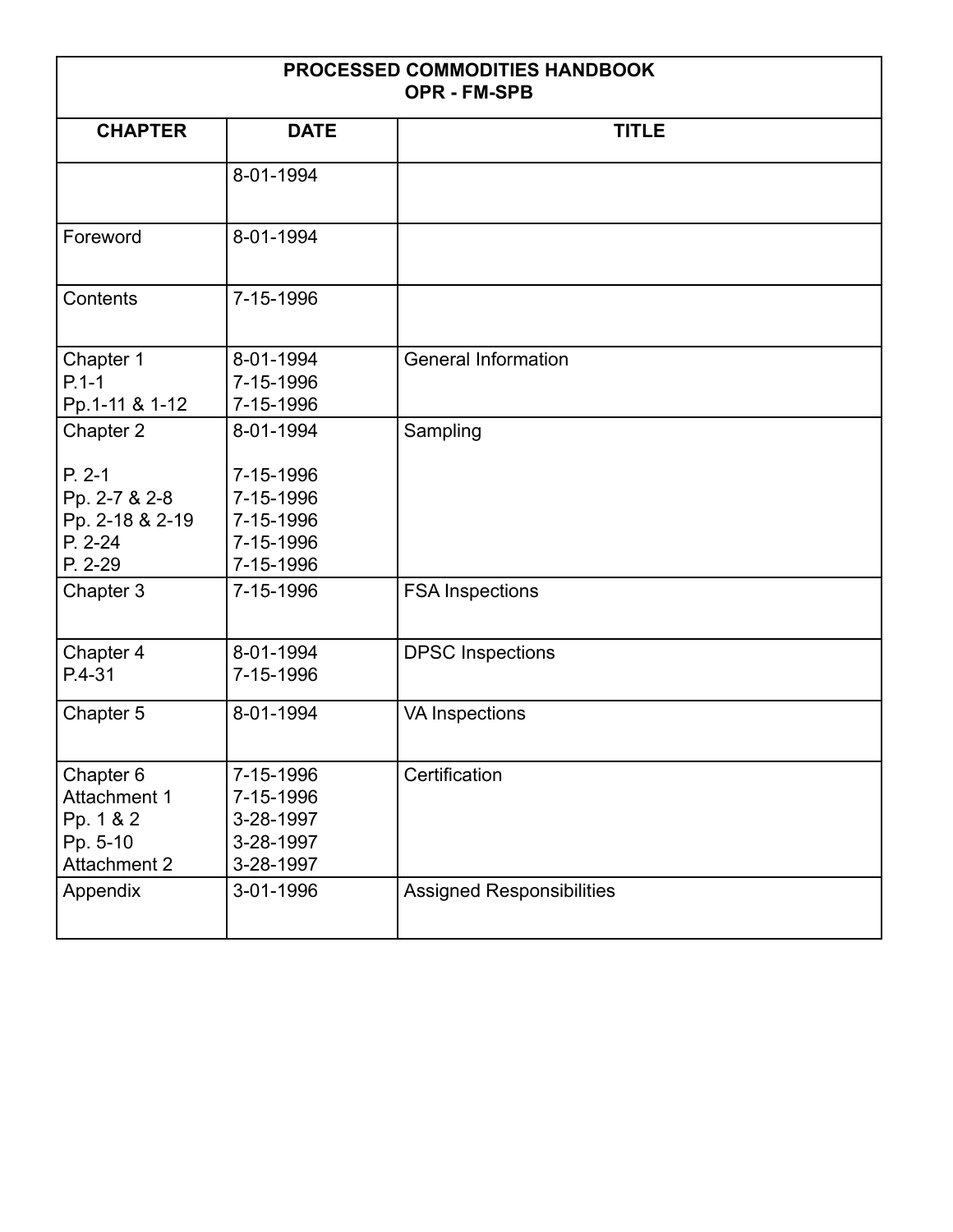| PROCESSED COMMODITIES HANDBOOK<br>OPR - FM-SPB | | |
|---|---|---|
| **CHAPTER** | **DATE** | **TITLE** |
| | 8-01-1994 | |
| Foreword | 8-01-1994 | |
| Contents | 7-15-1996 | |
| Chapter 1<br>P.1-1<br>Pp.1-11 & 1-12 | 8-01-1994<br>7-15-1996<br>7-15-1996 | General Information |
| Chapter 2<br><br>P. 2-1<br>Pp. 2-7 & 2-8<br>Pp. 2-18 & 2-19<br>P. 2-24<br>P. 2-29 | 8-01-1994<br><br>7-15-1996<br>7-15-1996<br>7-15-1996<br>7-15-1996<br>7-15-1996 | Sampling |
| Chapter 3 | 7-15-1996 | FSA Inspections |
| Chapter 4<br>P.4-31 | 8-01-1994<br>7-15-1996 | DPSC Inspections |
| Chapter 5 | 8-01-1994 | VA Inspections |
| Chapter 6<br>Attachment 1<br>Pp. 1 & 2<br>Pp. 5-10<br>Attachment 2 | 7-15-1996<br>7-15-1996<br>3-28-1997<br>3-28-1997<br>3-28-1997 | Certification |
| Appendix | 3-01-1996 | Assigned Responsibilities |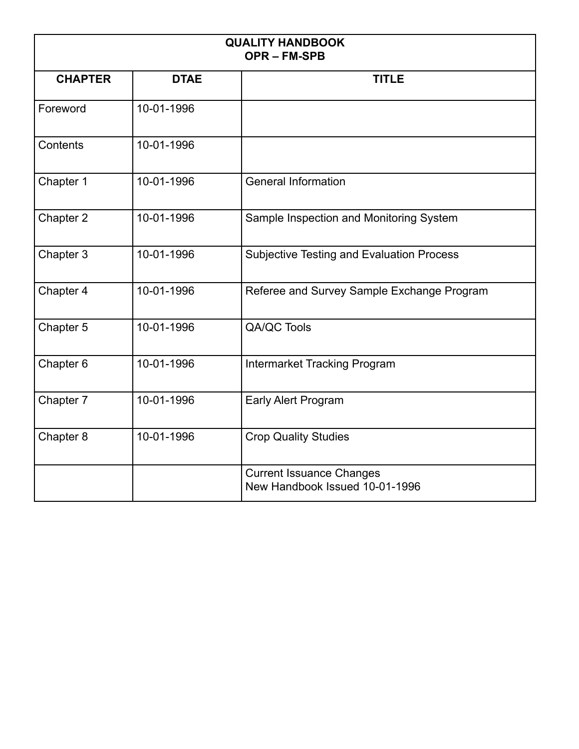| QUALITY HANDBOOK<br>OPR – FM-SPB | | |
|---|---|---|
| **CHAPTER** | **DTAE** | **TITLE** |
| Foreword | 10-01-1996 | |
| Contents | 10-01-1996 | |
| Chapter 1 | 10-01-1996 | General Information |
| Chapter 2 | 10-01-1996 | Sample Inspection and Monitoring System |
| Chapter 3 | 10-01-1996 | Subjective Testing and Evaluation Process |
| Chapter 4 | 10-01-1996 | Referee and Survey Sample Exchange Program |
| Chapter 5 | 10-01-1996 | QA/QC Tools |
| Chapter 6 | 10-01-1996 | Intermarket Tracking Program |
| Chapter 7 | 10-01-1996 | Early Alert Program |
| Chapter 8 | 10-01-1996 | Crop Quality Studies |
| | | Current Issuance Changes<br>New Handbook Issued 10-01-1996 |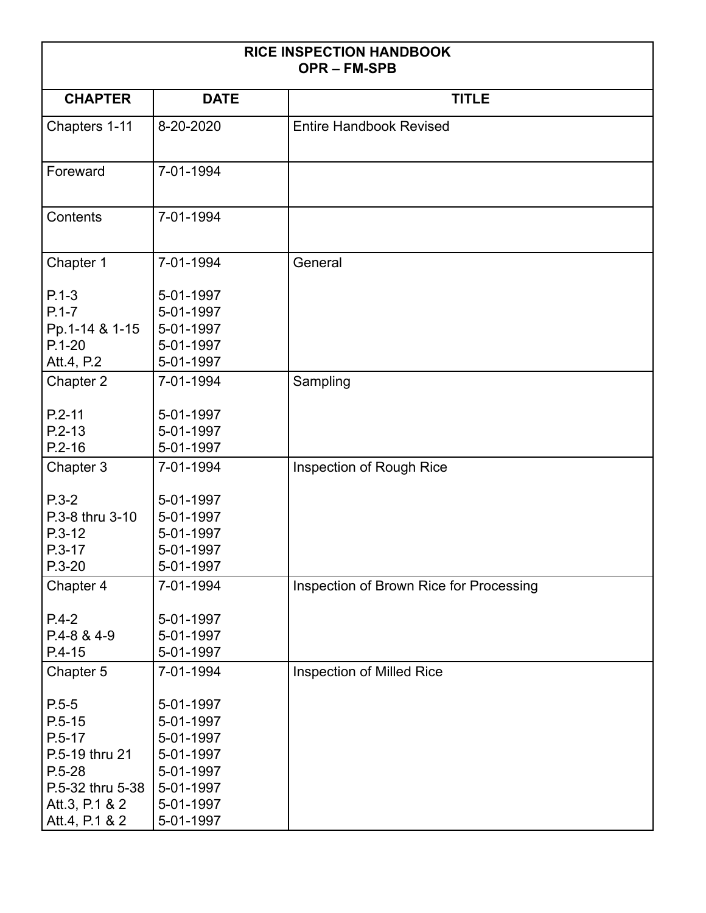| RICE INSPECTION HANDBOOK<br>OPR – FM-SPB | | |
|---|---|---|
| **CHAPTER** | **DATE** | **TITLE** |
| Chapters 1-11 | 8-20-2020 | Entire Handbook Revised |
| Foreward | 7-01-1994 | |
| Contents | 7-01-1994 | |
| Chapter 1 | 7-01-1994 | General |
| P.1-3 | 5-01-1997 | |
| P.1-7 | 5-01-1997 | |
| Pp.1-14 & 1-15 | 5-01-1997 | |
| P.1-20 | 5-01-1997 | |
| Att.4, P.2 | 5-01-1997 | |
| Chapter 2 | 7-01-1994 | Sampling |
| P.2-11 | 5-01-1997 | |
| P.2-13 | 5-01-1997 | |
| P.2-16 | 5-01-1997 | |
| Chapter 3 | 7-01-1994 | Inspection of Rough Rice |
| P.3-2 | 5-01-1997 | |
| P.3-8 thru 3-10 | 5-01-1997 | |
| P.3-12 | 5-01-1997 | |
| P.3-17 | 5-01-1997 | |
| P.3-20 | 5-01-1997 | |
| Chapter 4 | 7-01-1994 | Inspection of Brown Rice for Processing |
| P.4-2 | 5-01-1997 | |
| P.4-8 & 4-9 | 5-01-1997 | |
| P.4-15 | 5-01-1997 | |
| Chapter 5 | 7-01-1994 | Inspection of Milled Rice |
| P.5-5 | 5-01-1997 | |
| P.5-15 | 5-01-1997 | |
| P.5-17 | 5-01-1997 | |
| P.5-19 thru 21 | 5-01-1997 | |
| P.5-28 | 5-01-1997 | |
| P.5-32 thru 5-38 | 5-01-1997 | |
| Att.3, P.1 & 2 | 5-01-1997 | |
| Att.4, P.1 & 2 | 5-01-1997 | |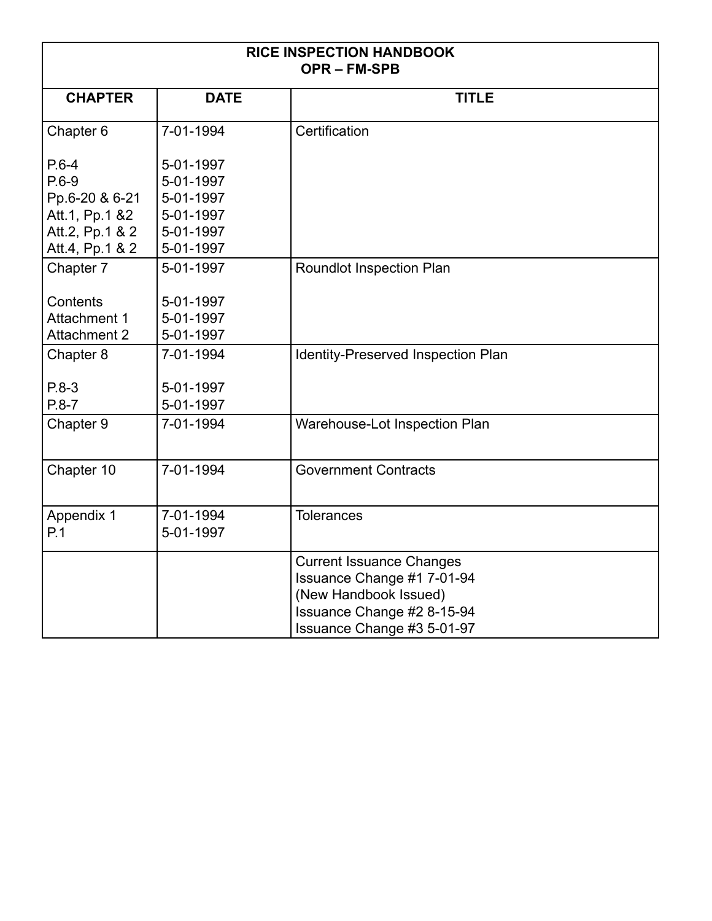| RICE INSPECTION HANDBOOK OPR – FM-SPB | | |
|---|---|---|
| **CHAPTER** | **DATE** | **TITLE** |
| Chapter 6<br><br>P.6-4<br>P.6-9<br>Pp.6-20 & 6-21<br>Att.1, Pp.1 &2<br>Att.2, Pp.1 & 2<br>Att.4, Pp.1 & 2 | 7-01-1994<br><br>5-01-1997<br>5-01-1997<br>5-01-1997<br>5-01-1997<br>5-01-1997<br>5-01-1997 | Certification |
| Chapter 7<br><br>Contents<br>Attachment 1<br>Attachment 2 | 5-01-1997<br><br>5-01-1997<br>5-01-1997<br>5-01-1997 | Roundlot Inspection Plan |
| Chapter 8<br><br>P.8-3<br>P.8-7 | 7-01-1994<br><br>5-01-1997<br>5-01-1997 | Identity-Preserved Inspection Plan |
| Chapter 9 | 7-01-1994 | Warehouse-Lot Inspection Plan |
| Chapter 10 | 7-01-1994 | Government Contracts |
| Appendix 1<br>P.1 | 7-01-1994<br>5-01-1997 | Tolerances |
| | | Current Issuance Changes<br>Issuance Change #1 7-01-94<br>(New Handbook Issued)<br>Issuance Change #2 8-15-94<br>Issuance Change #3 5-01-97 |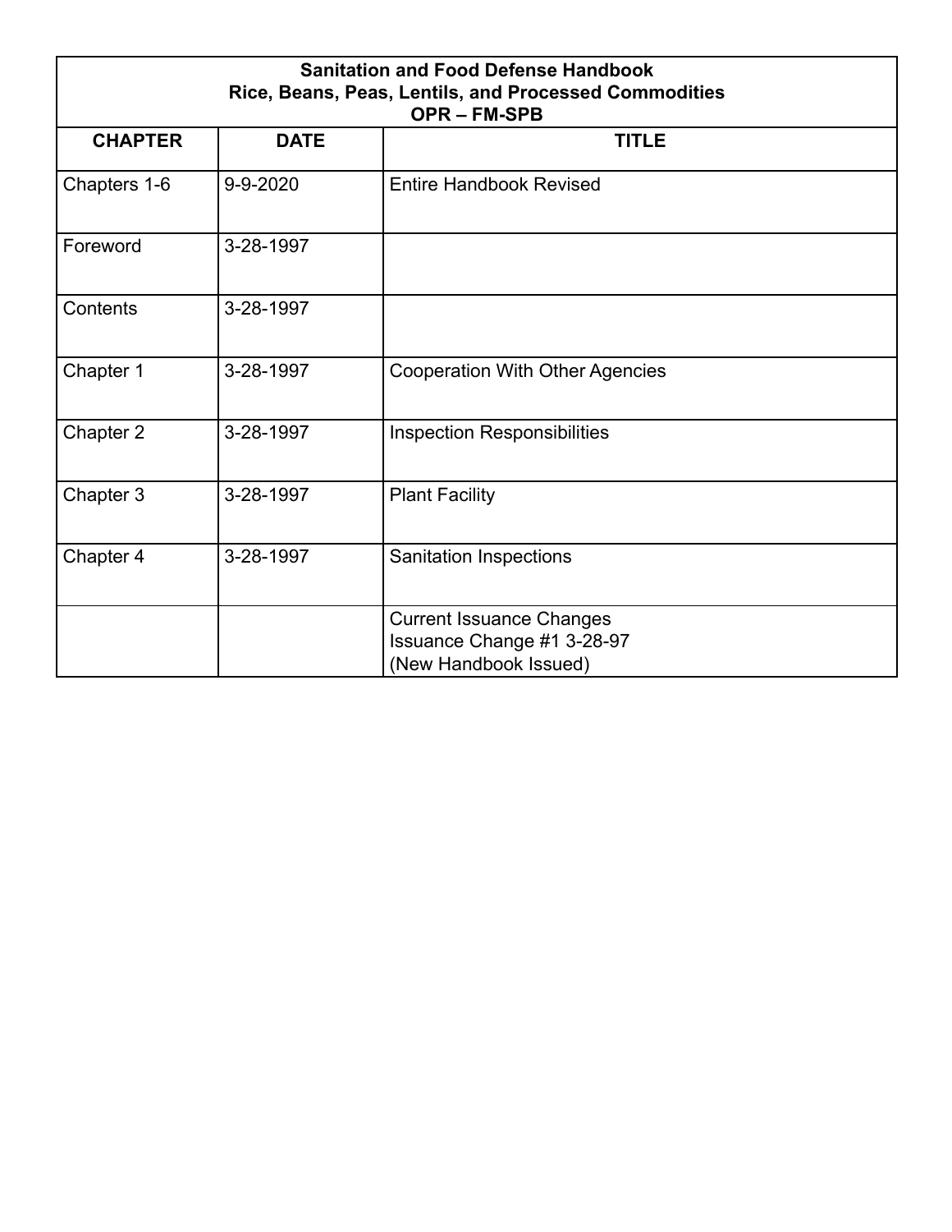| Sanitation and Food Defense Handbook<br>Rice, Beans, Peas, Lentils, and Processed Commodities<br>OPR – FM-SPB | | |
|---|---|---|
| **CHAPTER** | **DATE** | **TITLE** |
| Chapters 1-6 | 9-9-2020 | Entire Handbook Revised |
| Foreword | 3-28-1997 | |
| Contents | 3-28-1997 | |
| Chapter 1 | 3-28-1997 | Cooperation With Other Agencies |
| Chapter 2 | 3-28-1997 | Inspection Responsibilities |
| Chapter 3 | 3-28-1997 | Plant Facility |
| Chapter 4 | 3-28-1997 | Sanitation Inspections |
| | | Current Issuance Changes<br>Issuance Change #1 3-28-97<br>(New Handbook Issued) |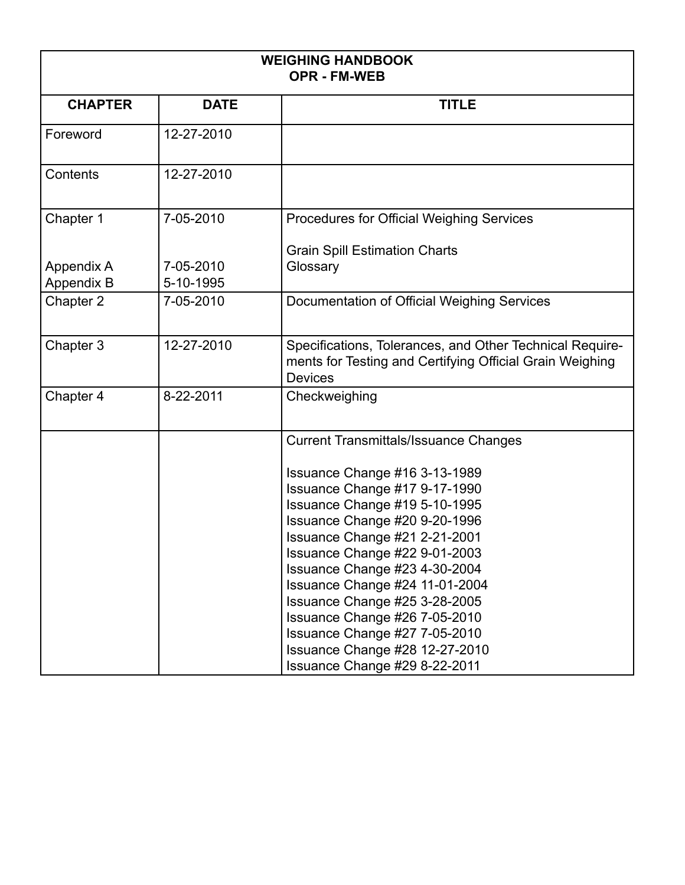| WEIGHING HANDBOOK<br>OPR - FM-WEB | | |
|---|---|---|
| **CHAPTER** | **DATE** | **TITLE** |
| Foreword | 12-27-2010 | |
| Contents | 12-27-2010 | |
| Chapter 1<br><br>Appendix A<br>Appendix B | 7-05-2010<br><br>7-05-2010<br>5-10-1995 | Procedures for Official Weighing Services<br><br>Grain Spill Estimation Charts<br>Glossary |
| Chapter 2 | 7-05-2010 | Documentation of Official Weighing Services |
| Chapter 3 | 12-27-2010 | Specifications, Tolerances, and Other Technical Requirements for Testing and Certifying Official Grain Weighing Devices |
| Chapter 4 | 8-22-2011 | Checkweighing |
| | | Current Transmittals/Issuance Changes<br><br>Issuance Change #16 3-13-1989<br>Issuance Change #17 9-17-1990<br>Issuance Change #19 5-10-1995<br>Issuance Change #20 9-20-1996<br>Issuance Change #21 2-21-2001<br>Issuance Change #22 9-01-2003<br>Issuance Change #23 4-30-2004<br>Issuance Change #24 11-01-2004<br>Issuance Change #25 3-28-2005<br>Issuance Change #26 7-05-2010<br>Issuance Change #27 7-05-2010<br>Issuance Change #28 12-27-2010<br>Issuance Change #29 8-22-2011 |